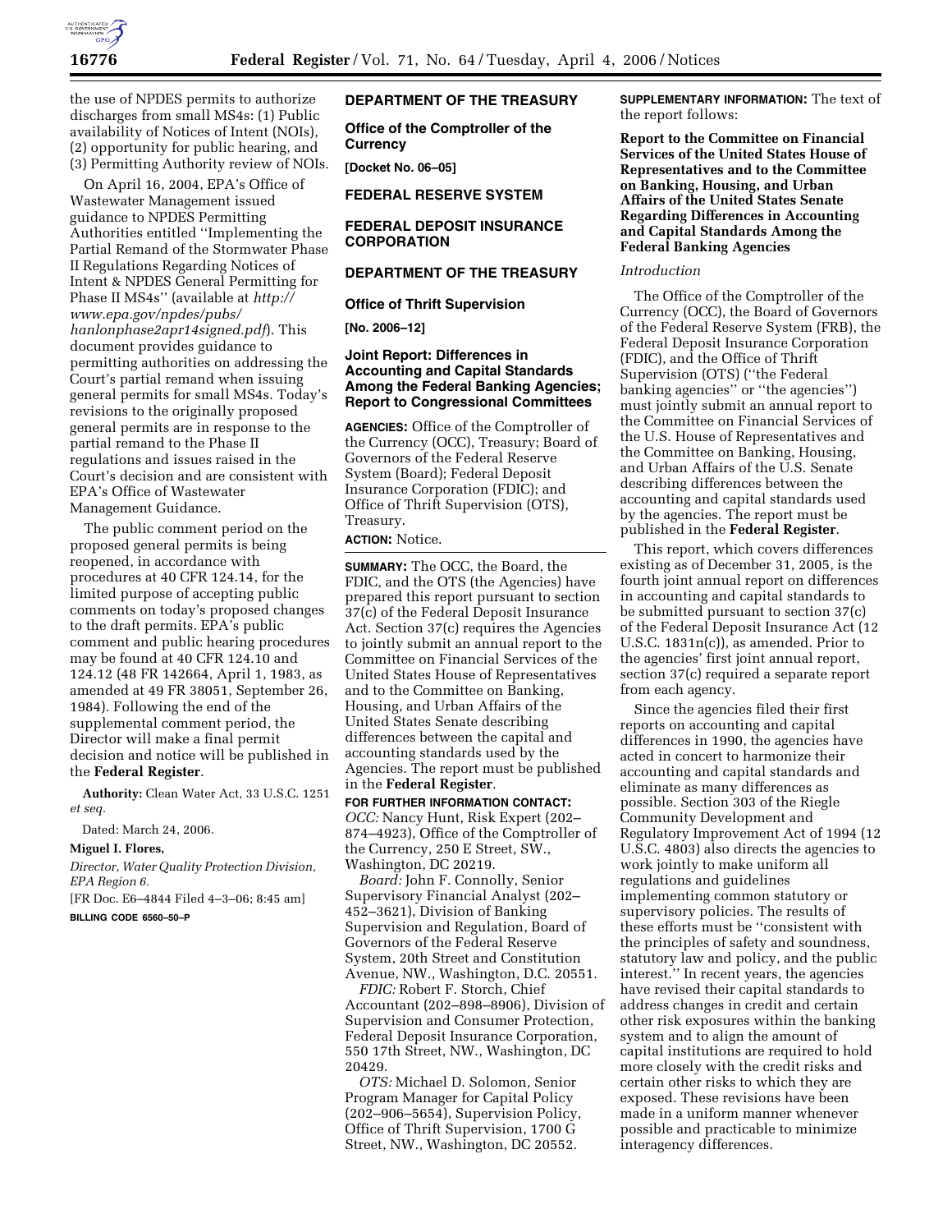the use of NPDES permits to authorize discharges from small MS4s: (1) Public availability of Notices of Intent (NOIs), (2) opportunity for public hearing, and (3) Permitting Authority review of NOIs.

On April 16, 2004, EPA's Office of Wastewater Management issued guidance to NPDES Permitting Authorities entitled ''Implementing the Partial Remand of the Stormwater Phase II Regulations Regarding Notices of Intent & NPDES General Permitting for Phase II MS4s'' (available at *http://www.epa.gov/npdes/pubs/hanlonphase2apr14signed.pdf*). This document provides guidance to permitting authorities on addressing the Court's partial remand when issuing general permits for small MS4s. Today's revisions to the originally proposed general permits are in response to the partial remand to the Phase II regulations and issues raised in the Court's decision and are consistent with EPA's Office of Wastewater Management Guidance.

The public comment period on the proposed general permits is being reopened, in accordance with procedures at 40 CFR 124.14, for the limited purpose of accepting public comments on today's proposed changes to the draft permits. EPA's public comment and public hearing procedures may be found at 40 CFR 124.10 and 124.12 (48 FR 142664, April 1, 1983, as amended at 49 FR 38051, September 26, 1984). Following the end of the supplemental comment period, the Director will make a final permit decision and notice will be published in the **Federal Register**.

**Authority:** Clean Water Act, 33 U.S.C. 1251 *et seq.*

Dated: March 24, 2006.

**Miguel I. Flores,**

*Director, Water Quality Protection Division, EPA Region 6.*

[FR Doc. E6–4844 Filed 4–3–06; 8:45 am]

**BILLING CODE 6560–50–P**

## DEPARTMENT OF THE TREASURY

### Office of the Comptroller of the Currency

**[Docket No. 06–05]**

## FEDERAL RESERVE SYSTEM

## FEDERAL DEPOSIT INSURANCE CORPORATION

## DEPARTMENT OF THE TREASURY

### Office of Thrift Supervision

**[No. 2006–12]**

### Joint Report: Differences in Accounting and Capital Standards Among the Federal Banking Agencies; Report to Congressional Committees

**AGENCIES:** Office of the Comptroller of the Currency (OCC), Treasury; Board of Governors of the Federal Reserve System (Board); Federal Deposit Insurance Corporation (FDIC); and Office of Thrift Supervision (OTS), Treasury.

**ACTION:** Notice.

**SUMMARY:** The OCC, the Board, the FDIC, and the OTS (the Agencies) have prepared this report pursuant to section 37(c) of the Federal Deposit Insurance Act. Section 37(c) requires the Agencies to jointly submit an annual report to the Committee on Financial Services of the United States House of Representatives and to the Committee on Banking, Housing, and Urban Affairs of the United States Senate describing differences between the capital and accounting standards used by the Agencies. The report must be published in the **Federal Register**.

**FOR FURTHER INFORMATION CONTACT:**

*OCC:* Nancy Hunt, Risk Expert (202–874–4923), Office of the Comptroller of the Currency, 250 E Street, SW., Washington, DC 20219.

*Board:* John F. Connolly, Senior Supervisory Financial Analyst (202–452–3621), Division of Banking Supervision and Regulation, Board of Governors of the Federal Reserve System, 20th Street and Constitution Avenue, NW., Washington, D.C. 20551.

*FDIC:* Robert F. Storch, Chief Accountant (202–898–8906), Division of Supervision and Consumer Protection, Federal Deposit Insurance Corporation, 550 17th Street, NW., Washington, DC 20429.

*OTS:* Michael D. Solomon, Senior Program Manager for Capital Policy (202–906–5654), Supervision Policy, Office of Thrift Supervision, 1700 G Street, NW., Washington, DC 20552.

**SUPPLEMENTARY INFORMATION:** The text of the report follows:

**Report to the Committee on Financial Services of the United States House of Representatives and to the Committee on Banking, Housing, and Urban Affairs of the United States Senate Regarding Differences in Accounting and Capital Standards Among the Federal Banking Agencies**

*Introduction*

The Office of the Comptroller of the Currency (OCC), the Board of Governors of the Federal Reserve System (FRB), the Federal Deposit Insurance Corporation (FDIC), and the Office of Thrift Supervision (OTS) (''the Federal banking agencies'' or ''the agencies'') must jointly submit an annual report to the Committee on Financial Services of the U.S. House of Representatives and the Committee on Banking, Housing, and Urban Affairs of the U.S. Senate describing differences between the accounting and capital standards used by the agencies. The report must be published in the **Federal Register**.

This report, which covers differences existing as of December 31, 2005, is the fourth joint annual report on differences in accounting and capital standards to be submitted pursuant to section 37(c) of the Federal Deposit Insurance Act (12 U.S.C. 1831n(c)), as amended. Prior to the agencies' first joint annual report, section 37(c) required a separate report from each agency.

Since the agencies filed their first reports on accounting and capital differences in 1990, the agencies have acted in concert to harmonize their accounting and capital standards and eliminate as many differences as possible. Section 303 of the Riegle Community Development and Regulatory Improvement Act of 1994 (12 U.S.C. 4803) also directs the agencies to work jointly to make uniform all regulations and guidelines implementing common statutory or supervisory policies. The results of these efforts must be ''consistent with the principles of safety and soundness, statutory law and policy, and the public interest.'' In recent years, the agencies have revised their capital standards to address changes in credit and certain other risk exposures within the banking system and to align the amount of capital institutions are required to hold more closely with the credit risks and certain other risks to which they are exposed. These revisions have been made in a uniform manner whenever possible and practicable to minimize interagency differences.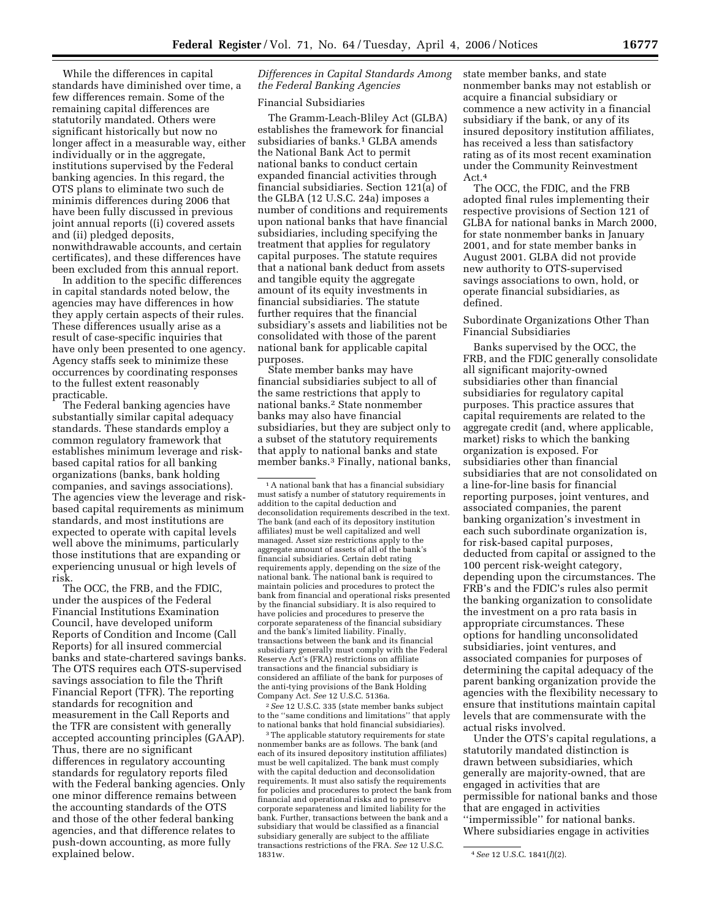While the differences in capital standards have diminished over time, a few differences remain. Some of the remaining capital differences are statutorily mandated. Others were significant historically but now no longer affect in a measurable way, either individually or in the aggregate, institutions supervised by the Federal banking agencies. In this regard, the OTS plans to eliminate two such de minimis differences during 2006 that have been fully discussed in previous joint annual reports ((i) covered assets and (ii) pledged deposits, nonwithdrawable accounts, and certain certificates), and these differences have been excluded from this annual report.

In addition to the specific differences in capital standards noted below, the agencies may have differences in how they apply certain aspects of their rules. These differences usually arise as a result of case-specific inquiries that have only been presented to one agency. Agency staffs seek to minimize these occurrences by coordinating responses to the fullest extent reasonably practicable.

The Federal banking agencies have substantially similar capital adequacy standards. These standards employ a common regulatory framework that establishes minimum leverage and risk-based capital ratios for all banking organizations (banks, bank holding companies, and savings associations). The agencies view the leverage and risk-based capital requirements as minimum standards, and most institutions are expected to operate with capital levels well above the minimums, particularly those institutions that are expanding or experiencing unusual or high levels of risk.

The OCC, the FRB, and the FDIC, under the auspices of the Federal Financial Institutions Examination Council, have developed uniform Reports of Condition and Income (Call Reports) for all insured commercial banks and state-chartered savings banks. The OTS requires each OTS-supervised savings association to file the Thrift Financial Report (TFR). The reporting standards for recognition and measurement in the Call Reports and the TFR are consistent with generally accepted accounting principles (GAAP). Thus, there are no significant differences in regulatory accounting standards for regulatory reports filed with the Federal banking agencies. Only one minor difference remains between the accounting standards of the OTS and those of the other federal banking agencies, and that difference relates to push-down accounting, as more fully explained below.

## *Differences in Capital Standards Among the Federal Banking Agencies*

### Financial Subsidiaries

The Gramm-Leach-Bliley Act (GLBA) establishes the framework for financial subsidiaries of banks.[1] GLBA amends the National Bank Act to permit national banks to conduct certain expanded financial activities through financial subsidiaries. Section 121(a) of the GLBA (12 U.S.C. 24a) imposes a number of conditions and requirements upon national banks that have financial subsidiaries, including specifying the treatment that applies for regulatory capital purposes. The statute requires that a national bank deduct from assets and tangible equity the aggregate amount of its equity investments in financial subsidiaries. The statute further requires that the financial subsidiary's assets and liabilities not be consolidated with those of the parent national bank for applicable capital purposes.

State member banks may have financial subsidiaries subject to all of the same restrictions that apply to national banks.[2] State nonmember banks may also have financial subsidiaries, but they are subject only to a subset of the statutory requirements that apply to national banks and state member banks.[3] Finally, national banks, state member banks, and state nonmember banks may not establish or acquire a financial subsidiary or commence a new activity in a financial subsidiary if the bank, or any of its insured depository institution affiliates, has received a less than satisfactory rating as of its most recent examination under the Community Reinvestment Act.[4]

The OCC, the FDIC, and the FRB adopted final rules implementing their respective provisions of Section 121 of GLBA for national banks in March 2000, for state nonmember banks in January 2001, and for state member banks in August 2001. GLBA did not provide new authority to OTS-supervised savings associations to own, hold, or operate financial subsidiaries, as defined.

### Subordinate Organizations Other Than Financial Subsidiaries

Banks supervised by the OCC, the FRB, and the FDIC generally consolidate all significant majority-owned subsidiaries other than financial subsidiaries for regulatory capital purposes. This practice assures that capital requirements are related to the aggregate credit (and, where applicable, market) risks to which the banking organization is exposed. For subsidiaries other than financial subsidiaries that are not consolidated on a line-for-line basis for financial reporting purposes, joint ventures, and associated companies, the parent banking organization's investment in each such subordinate organization is, for risk-based capital purposes, deducted from capital or assigned to the 100 percent risk-weight category, depending upon the circumstances. The FRB's and the FDIC's rules also permit the banking organization to consolidate the investment on a pro rata basis in appropriate circumstances. These options for handling unconsolidated subsidiaries, joint ventures, and associated companies for purposes of determining the capital adequacy of the parent banking organization provide the agencies with the flexibility necessary to ensure that institutions maintain capital levels that are commensurate with the actual risks involved.

Under the OTS's capital regulations, a statutorily mandated distinction is drawn between subsidiaries, which generally are majority-owned, that are engaged in activities that are permissible for national banks and those that are engaged in activities "impermissible" for national banks. Where subsidiaries engage in activities

---

[1] A national bank that has a financial subsidiary must satisfy a number of statutory requirements in addition to the capital deduction and deconsolidation requirements described in the text. The bank (and each of its depository institution affiliates) must be well capitalized and well managed. Asset size restrictions apply to the aggregate amount of assets of all of the bank's financial subsidiaries. Certain debt rating requirements apply, depending on the size of the national bank. The national bank is required to maintain policies and procedures to protect the bank from financial and operational risks presented by the financial subsidiary. It is also required to have policies and procedures to preserve the corporate separateness of the financial subsidiary and the bank's limited liability. Finally, transactions between the bank and its financial subsidiary generally must comply with the Federal Reserve Act's (FRA) restrictions on affiliate transactions and the financial subsidiary is considered an affiliate of the bank for purposes of the anti-tying provisions of the Bank Holding Company Act. *See* 12 U.S.C. 5136a.

[2] *See* 12 U.S.C. 335 (state member banks subject to the "same conditions and limitations" that apply to national banks that hold financial subsidiaries).

[3] The applicable statutory requirements for state nonmember banks are as follows. The bank (and each of its insured depository institution affiliates) must be well capitalized. The bank must comply with the capital deduction and deconsolidation requirements. It must also satisfy the requirements for policies and procedures to protect the bank from financial and operational risks and to preserve corporate separateness and limited liability for the bank. Further, transactions between the bank and a subsidiary that would be classified as a financial subsidiary generally are subject to the affiliate transactions restrictions of the FRA. *See* 12 U.S.C. 1831w.

[4] *See* 12 U.S.C. 1841(*l*)(2).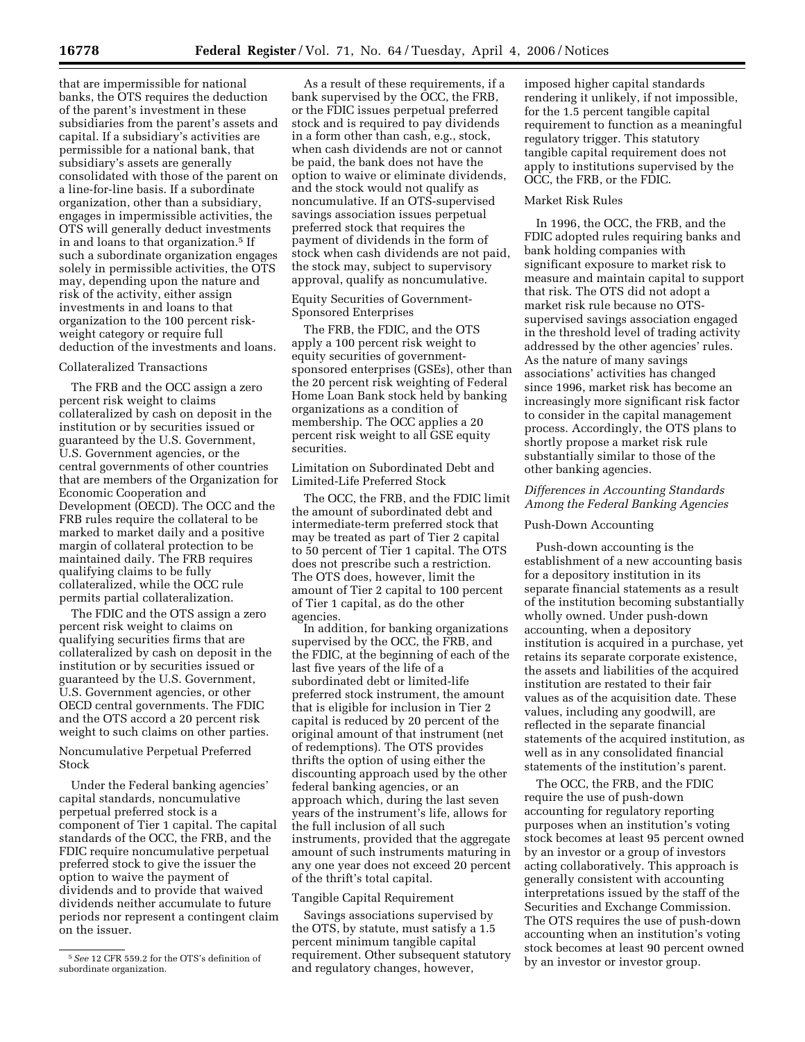that are impermissible for national banks, the OTS requires the deduction of the parent's investment in these subsidiaries from the parent's assets and capital. If a subsidiary's activities are permissible for a national bank, that subsidiary's assets are generally consolidated with those of the parent on a line-for-line basis. If a subordinate organization, other than a subsidiary, engages in impermissible activities, the OTS will generally deduct investments in and loans to that organization.[5] If such a subordinate organization engages solely in permissible activities, the OTS may, depending upon the nature and risk of the activity, either assign investments in and loans to that organization to the 100 percent risk-weight category or require full deduction of the investments and loans.

Collateralized Transactions

The FRB and the OCC assign a zero percent risk weight to claims collateralized by cash on deposit in the institution or by securities issued or guaranteed by the U.S. Government, U.S. Government agencies, or the central governments of other countries that are members of the Organization for Economic Cooperation and Development (OECD). The OCC and the FRB rules require the collateral to be marked to market daily and a positive margin of collateral protection to be maintained daily. The FRB requires qualifying claims to be fully collateralized, while the OCC rule permits partial collateralization.

The FDIC and the OTS assign a zero percent risk weight to claims on qualifying securities firms that are collateralized by cash on deposit in the institution or by securities issued or guaranteed by the U.S. Government, U.S. Government agencies, or other OECD central governments. The FDIC and the OTS accord a 20 percent risk weight to such claims on other parties.

Noncumulative Perpetual Preferred Stock

Under the Federal banking agencies' capital standards, noncumulative perpetual preferred stock is a component of Tier 1 capital. The capital standards of the OCC, the FRB, and the FDIC require noncumulative perpetual preferred stock to give the issuer the option to waive the payment of dividends and to provide that waived dividends neither accumulate to future periods nor represent a contingent claim on the issuer.

As a result of these requirements, if a bank supervised by the OCC, the FRB, or the FDIC issues perpetual preferred stock and is required to pay dividends in a form other than cash, e.g., stock, when cash dividends are not or cannot be paid, the bank does not have the option to waive or eliminate dividends, and the stock would not qualify as noncumulative. If an OTS-supervised savings association issues perpetual preferred stock that requires the payment of dividends in the form of stock when cash dividends are not paid, the stock may, subject to supervisory approval, qualify as noncumulative.

Equity Securities of Government-Sponsored Enterprises

The FRB, the FDIC, and the OTS apply a 100 percent risk weight to equity securities of government-sponsored enterprises (GSEs), other than the 20 percent risk weighting of Federal Home Loan Bank stock held by banking organizations as a condition of membership. The OCC applies a 20 percent risk weight to all GSE equity securities.

Limitation on Subordinated Debt and Limited-Life Preferred Stock

The OCC, the FRB, and the FDIC limit the amount of subordinated debt and intermediate-term preferred stock that may be treated as part of Tier 2 capital to 50 percent of Tier 1 capital. The OTS does not prescribe such a restriction. The OTS does, however, limit the amount of Tier 2 capital to 100 percent of Tier 1 capital, as do the other agencies.

In addition, for banking organizations supervised by the OCC, the FRB, and the FDIC, at the beginning of each of the last five years of the life of a subordinated debt or limited-life preferred stock instrument, the amount that is eligible for inclusion in Tier 2 capital is reduced by 20 percent of the original amount of that instrument (net of redemptions). The OTS provides thrifts the option of using either the discounting approach used by the other federal banking agencies, or an approach which, during the last seven years of the instrument's life, allows for the full inclusion of all such instruments, provided that the aggregate amount of such instruments maturing in any one year does not exceed 20 percent of the thrift's total capital.

Tangible Capital Requirement

Savings associations supervised by the OTS, by statute, must satisfy a 1.5 percent minimum tangible capital requirement. Other subsequent statutory and regulatory changes, however, imposed higher capital standards rendering it unlikely, if not impossible, for the 1.5 percent tangible capital requirement to function as a meaningful regulatory trigger. This statutory tangible capital requirement does not apply to institutions supervised by the OCC, the FRB, or the FDIC.

Market Risk Rules

In 1996, the OCC, the FRB, and the FDIC adopted rules requiring banks and bank holding companies with significant exposure to market risk to measure and maintain capital to support that risk. The OTS did not adopt a market risk rule because no OTS-supervised savings association engaged in the threshold level of trading activity addressed by the other agencies' rules. As the nature of many savings associations' activities has changed since 1996, market risk has become an increasingly more significant risk factor to consider in the capital management process. Accordingly, the OTS plans to shortly propose a market risk rule substantially similar to those of the other banking agencies.

*Differences in Accounting Standards Among the Federal Banking Agencies*

Push-Down Accounting

Push-down accounting is the establishment of a new accounting basis for a depository institution in its separate financial statements as a result of the institution becoming substantially wholly owned. Under push-down accounting, when a depository institution is acquired in a purchase, yet retains its separate corporate existence, the assets and liabilities of the acquired institution are restated to their fair values as of the acquisition date. These values, including any goodwill, are reflected in the separate financial statements of the acquired institution, as well as in any consolidated financial statements of the institution's parent.

The OCC, the FRB, and the FDIC require the use of push-down accounting for regulatory reporting purposes when an institution's voting stock becomes at least 95 percent owned by an investor or a group of investors acting collaboratively. This approach is generally consistent with accounting interpretations issued by the staff of the Securities and Exchange Commission. The OTS requires the use of push-down accounting when an institution's voting stock becomes at least 90 percent owned by an investor or investor group.

[5] *See* 12 CFR 559.2 for the OTS's definition of subordinate organization.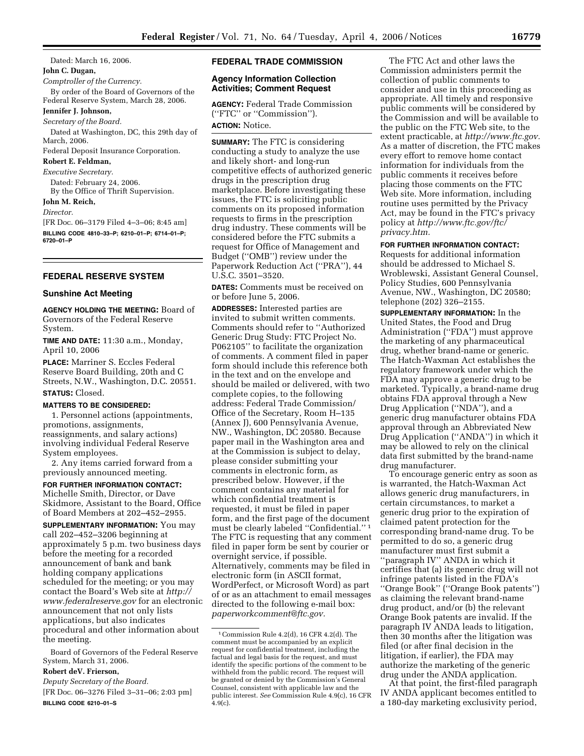Dated: March 16, 2006.

**John C. Dugan,**

*Comptroller of the Currency.*

By order of the Board of Governors of the Federal Reserve System, March 28, 2006.

**Jennifer J. Johnson,**

*Secretary of the Board.*

Dated at Washington, DC, this 29th day of March, 2006.

Federal Deposit Insurance Corporation.

**Robert E. Feldman,**

*Executive Secretary.*

Dated: February 24, 2006.

By the Office of Thrift Supervision.

**John M. Reich,**

*Director.*

[FR Doc. 06–3179 Filed 4–3–06; 8:45 am]

**BILLING CODE 4810–33–P; 6210–01–P; 6714–01–P; 6720–01–P**

## FEDERAL RESERVE SYSTEM

### Sunshine Act Meeting

**AGENCY HOLDING THE MEETING:** Board of Governors of the Federal Reserve System.

**TIME AND DATE:** 11:30 a.m., Monday, April 10, 2006

**PLACE:** Marriner S. Eccles Federal Reserve Board Building, 20th and C Streets, N.W., Washington, D.C. 20551.

**STATUS:** Closed.

**MATTERS TO BE CONSIDERED:**

1. Personnel actions (appointments, promotions, assignments, reassignments, and salary actions) involving individual Federal Reserve System employees.

2. Any items carried forward from a previously announced meeting.

**FOR FURTHER INFORMATION CONTACT:** Michelle Smith, Director, or Dave Skidmore, Assistant to the Board, Office of Board Members at 202–452–2955.

**SUPPLEMENTARY INFORMATION:** You may call 202–452–3206 beginning at approximately 5 p.m. two business days before the meeting for a recorded announcement of bank and bank holding company applications scheduled for the meeting; or you may contact the Board's Web site at *http://www.federalreserve.gov* for an electronic announcement that not only lists applications, but also indicates procedural and other information about the meeting.

Board of Governors of the Federal Reserve System, March 31, 2006.

**Robert deV. Frierson,**

*Deputy Secretary of the Board.*

[FR Doc. 06–3276 Filed 3–31–06; 2:03 pm]

**BILLING CODE 6210–01–S**

## FEDERAL TRADE COMMISSION

### Agency Information Collection Activities; Comment Request

**AGENCY:** Federal Trade Commission (''FTC'' or ''Commission'').

**ACTION:** Notice.

**SUMMARY:** The FTC is considering conducting a study to analyze the use and likely short- and long-run competitive effects of authorized generic drugs in the prescription drug marketplace. Before investigating these issues, the FTC is soliciting public comments on its proposed information requests to firms in the prescription drug industry. These comments will be considered before the FTC submits a request for Office of Management and Budget (''OMB'') review under the Paperwork Reduction Act (''PRA''), 44 U.S.C. 3501–3520.

**DATES:** Comments must be received on or before June 5, 2006.

**ADDRESSES:** Interested parties are invited to submit written comments. Comments should refer to ''Authorized Generic Drug Study: FTC Project No. P062105'' to facilitate the organization of comments. A comment filed in paper form should include this reference both in the text and on the envelope and should be mailed or delivered, with two complete copies, to the following address: Federal Trade Commission/Office of the Secretary, Room H–135 (Annex J), 600 Pennsylvania Avenue, NW., Washington, DC 20580. Because paper mail in the Washington area and at the Commission is subject to delay, please consider submitting your comments in electronic form, as prescribed below. However, if the comment contains any material for which confidential treatment is requested, it must be filed in paper form, and the first page of the document must be clearly labeled ''Confidential.'' [1] The FTC is requesting that any comment filed in paper form be sent by courier or overnight service, if possible. Alternatively, comments may be filed in electronic form (in ASCII format, WordPerfect, or Microsoft Word) as part of or as an attachment to email messages directed to the following e-mail box: *paperworkcomment@ftc.gov.*

The FTC Act and other laws the Commission administers permit the collection of public comments to consider and use in this proceeding as appropriate. All timely and responsive public comments will be considered by the Commission and will be available to the public on the FTC Web site, to the extent practicable, at *http://www.ftc.gov.* As a matter of discretion, the FTC makes every effort to remove home contact information for individuals from the public comments it receives before placing those comments on the FTC Web site. More information, including routine uses permitted by the Privacy Act, may be found in the FTC's privacy policy at *http://www.ftc.gov/ftc/privacy.htm.*

**FOR FURTHER INFORMATION CONTACT:** Requests for additional information should be addressed to Michael S. Wroblewski, Assistant General Counsel, Policy Studies, 600 Pennsylvania Avenue, NW., Washington, DC 20580; telephone (202) 326–2155.

**SUPPLEMENTARY INFORMATION:** In the United States, the Food and Drug Administration (''FDA'') must approve the marketing of any pharmaceutical drug, whether brand-name or generic. The Hatch-Waxman Act establishes the regulatory framework under which the FDA may approve a generic drug to be marketed. Typically, a brand-name drug obtains FDA approval through a New Drug Application (''NDA''), and a generic drug manufacturer obtains FDA approval through an Abbreviated New Drug Application (''ANDA'') in which it may be allowed to rely on the clinical data first submitted by the brand-name drug manufacturer.

To encourage generic entry as soon as is warranted, the Hatch-Waxman Act allows generic drug manufacturers, in certain circumstances, to market a generic drug prior to the expiration of claimed patent protection for the corresponding brand-name drug. To be permitted to do so, a generic drug manufacturer must first submit a ''paragraph IV'' ANDA in which it certifies that (a) its generic drug will not infringe patents listed in the FDA's ''Orange Book'' (''Orange Book patents'') as claiming the relevant brand-name drug product, and/or (b) the relevant Orange Book patents are invalid. If the paragraph IV ANDA leads to litigation, then 30 months after the litigation was filed (or after final decision in the litigation, if earlier), the FDA may authorize the marketing of the generic drug under the ANDA application.

At that point, the first-filed paragraph IV ANDA applicant becomes entitled to a 180-day marketing exclusivity period,

[1] Commission Rule 4.2(d), 16 CFR 4.2(d). The comment must be accompanied by an explicit request for confidential treatment, including the factual and legal basis for the request, and must identify the specific portions of the comment to be withheld from the public record. The request will be granted or denied by the Commission's General Counsel, consistent with applicable law and the public interest. *See* Commission Rule 4.9(c), 16 CFR 4.9(c).